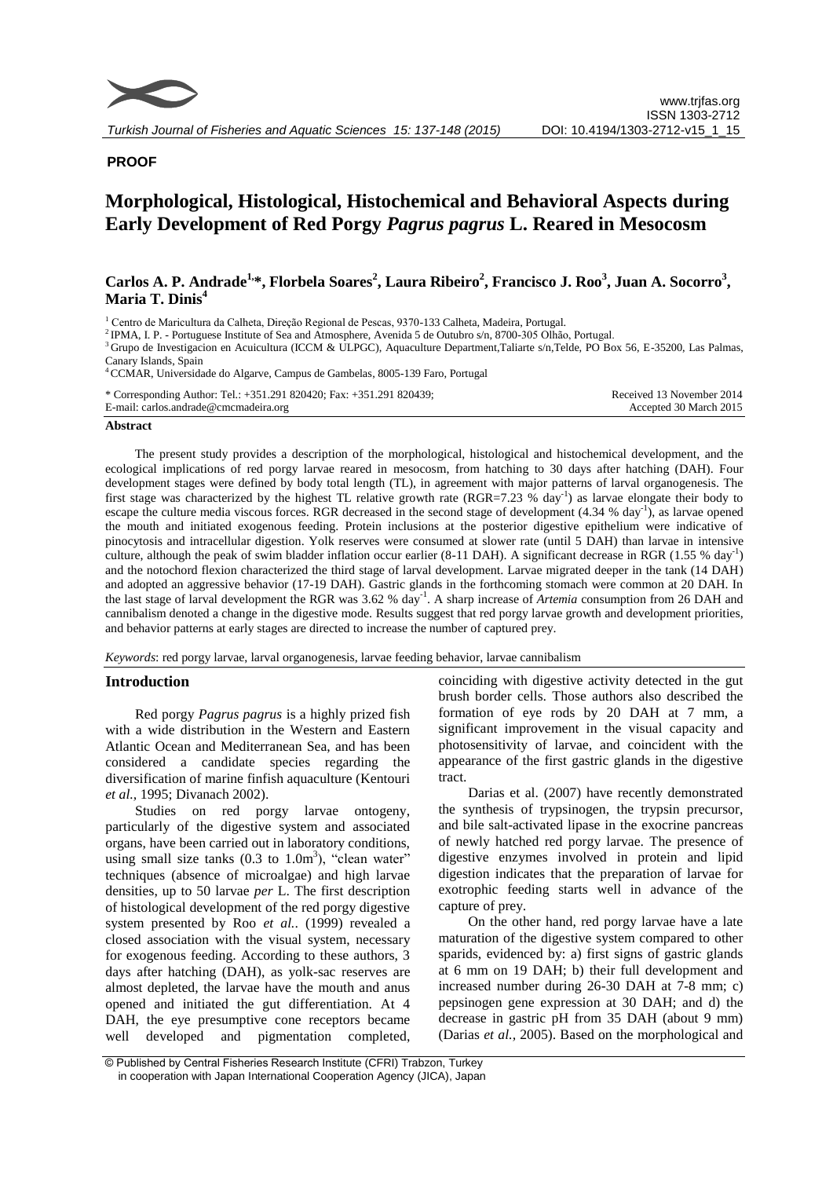**PROOF**

# Morphological, Histological, Histochemical and Behavioral Aspects during Early Development of Red Porgy *Pagrus pagrus* L. Reared in Mesocosm

**Carlos A. P. Andrade[1,*], Florbela Soares[2], Laura Ribeiro[2], Francisco J. Roo[3], Juan A. Socorro[3], Maria T. Dinis[4]**

[1] Centro de Maricultura da Calheta, Direção Regional de Pescas, 9370-133 Calheta, Madeira, Portugal.
[2] IPMA, I. P. - Portuguese Institute of Sea and Atmosphere, Avenida 5 de Outubro s/n, 8700-305 Olhão, Portugal.
[3] Grupo de Investigacion en Acuicultura (ICCM & ULPGC), Aquaculture Department,Taliarte s/n,Telde, PO Box 56, E-35200, Las Palmas, Canary Islands, Spain
[4] CCMAR, Universidade do Algarve, Campus de Gambelas, 8005-139 Faro, Portugal

\* Corresponding Author: Tel.: +351.291 820420; Fax: +351.291 820439;
E-mail: carlos.andrade@cmcmadeira.org

Received 13 November 2014
Accepted 30 March 2015

## Abstract

The present study provides a description of the morphological, histological and histochemical development, and the ecological implications of red porgy larvae reared in mesocosm, from hatching to 30 days after hatching (DAH). Four development stages were defined by body total length (TL), in agreement with major patterns of larval organogenesis. The first stage was characterized by the highest TL relative growth rate (RGR=7.23 % day$^{-1}$) as larvae elongate their body to escape the culture media viscous forces. RGR decreased in the second stage of development (4.34 % day$^{-1}$), as larvae opened the mouth and initiated exogenous feeding. Protein inclusions at the posterior digestive epithelium were indicative of pinocytosis and intracellular digestion. Yolk reserves were consumed at slower rate (until 5 DAH) than larvae in intensive culture, although the peak of swim bladder inflation occur earlier (8-11 DAH). A significant decrease in RGR (1.55 % day$^{-1}$) and the notochord flexion characterized the third stage of larval development. Larvae migrated deeper in the tank (14 DAH) and adopted an aggressive behavior (17-19 DAH). Gastric glands in the forthcoming stomach were common at 20 DAH. In the last stage of larval development the RGR was 3.62 % day$^{-1}$. A sharp increase of *Artemia* consumption from 26 DAH and cannibalism denoted a change in the digestive mode. Results suggest that red porgy larvae growth and development priorities, and behavior patterns at early stages are directed to increase the number of captured prey.

*Keywords*: red porgy larvae, larval organogenesis, larvae feeding behavior, larvae cannibalism

## Introduction

Red porgy *Pagrus pagrus* is a highly prized fish with a wide distribution in the Western and Eastern Atlantic Ocean and Mediterranean Sea, and has been considered a candidate species regarding the diversification of marine finfish aquaculture (Kentouri *et al.,* 1995; Divanach 2002).

Studies on red porgy larvae ontogeny, particularly of the digestive system and associated organs, have been carried out in laboratory conditions, using small size tanks (0.3 to 1.0m$^3$), "clean water" techniques (absence of microalgae) and high larvae densities, up to 50 larvae *per* L. The first description of histological development of the red porgy digestive system presented by Roo *et al..* (1999) revealed a closed association with the visual system, necessary for exogenous feeding. According to these authors, 3 days after hatching (DAH), as yolk-sac reserves are almost depleted, the larvae have the mouth and anus opened and initiated the gut differentiation. At 4 DAH, the eye presumptive cone receptors became well developed and pigmentation completed, coinciding with digestive activity detected in the gut brush border cells. Those authors also described the formation of eye rods by 20 DAH at 7 mm, a significant improvement in the visual capacity and photosensitivity of larvae, and coincident with the appearance of the first gastric glands in the digestive tract.

Darias et al. (2007) have recently demonstrated the synthesis of trypsinogen, the trypsin precursor, and bile salt-activated lipase in the exocrine pancreas of newly hatched red porgy larvae. The presence of digestive enzymes involved in protein and lipid digestion indicates that the preparation of larvae for exotrophic feeding starts well in advance of the capture of prey.

On the other hand, red porgy larvae have a late maturation of the digestive system compared to other sparids, evidenced by: a) first signs of gastric glands at 6 mm on 19 DAH; b) their full development and increased number during 26-30 DAH at 7-8 mm; c) pepsinogen gene expression at 30 DAH; and d) the decrease in gastric pH from 35 DAH (about 9 mm) (Darias *et al.,* 2005). Based on the morphological and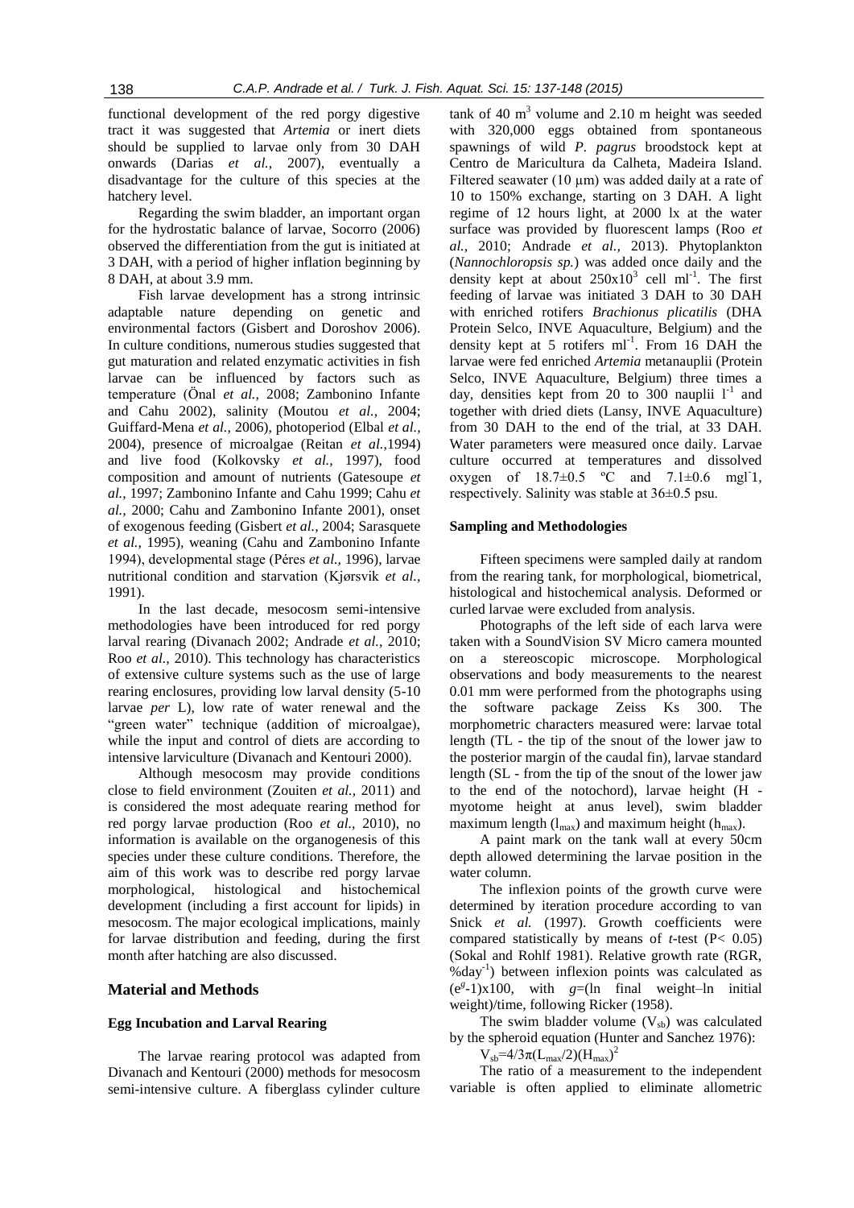functional development of the red porgy digestive tract it was suggested that *Artemia* or inert diets should be supplied to larvae only from 30 DAH onwards (Darias *et al.*, 2007), eventually a disadvantage for the culture of this species at the hatchery level.

Regarding the swim bladder, an important organ for the hydrostatic balance of larvae, Socorro (2006) observed the differentiation from the gut is initiated at 3 DAH, with a period of higher inflation beginning by 8 DAH, at about 3.9 mm.

Fish larvae development has a strong intrinsic adaptable nature depending on genetic and environmental factors (Gisbert and Doroshov 2006). In culture conditions, numerous studies suggested that gut maturation and related enzymatic activities in fish larvae can be influenced by factors such as temperature (Önal *et al.,* 2008; Zambonino Infante and Cahu 2002), salinity (Moutou *et al.,* 2004; Guiffard-Mena *et al.,* 2006), photoperiod (Elbal *et al.,* 2004), presence of microalgae (Reitan *et al.,*1994) and live food (Kolkovsky *et al.*, 1997), food composition and amount of nutrients (Gatesoupe *et al.,* 1997; Zambonino Infante and Cahu 1999; Cahu *et al.,* 2000; Cahu and Zambonino Infante 2001), onset of exogenous feeding (Gisbert *et al.,* 2004; Sarasquete *et al.,* 1995), weaning (Cahu and Zambonino Infante 1994), developmental stage (Péres *et al.,* 1996), larvae nutritional condition and starvation (Kjørsvik *et al.,* 1991).

In the last decade, mesocosm semi-intensive methodologies have been introduced for red porgy larval rearing (Divanach 2002; Andrade *et al.,* 2010; Roo *et al.,* 2010). This technology has characteristics of extensive culture systems such as the use of large rearing enclosures, providing low larval density (5-10 larvae *per* L), low rate of water renewal and the "green water" technique (addition of microalgae), while the input and control of diets are according to intensive larviculture (Divanach and Kentouri 2000).

Although mesocosm may provide conditions close to field environment (Zouiten *et al.,* 2011) and is considered the most adequate rearing method for red porgy larvae production (Roo *et al.*, 2010), no information is available on the organogenesis of this species under these culture conditions. Therefore, the aim of this work was to describe red porgy larvae morphological, histological and histochemical development (including a first account for lipids) in mesocosm. The major ecological implications, mainly for larvae distribution and feeding, during the first month after hatching are also discussed.

## Material and Methods

### Egg Incubation and Larval Rearing

The larvae rearing protocol was adapted from Divanach and Kentouri (2000) methods for mesocosm semi-intensive culture. A fiberglass cylinder culture tank of 40 $m^3$ volume and 2.10 m height was seeded with 320,000 eggs obtained from spontaneous spawnings of wild *P. pagrus* broodstock kept at Centro de Maricultura da Calheta, Madeira Island. Filtered seawater (10 µm) was added daily at a rate of 10 to 150% exchange, starting on 3 DAH. A light regime of 12 hours light, at 2000 lx at the water surface was provided by fluorescent lamps (Roo *et al.*, 2010; Andrade *et al.*, 2013). Phytoplankton (*Nannochloropsis sp.*) was added once daily and the density kept at about $250 \times 10^3$ cell $ml^{-1}$. The first feeding of larvae was initiated 3 DAH to 30 DAH with enriched rotifers *Brachionus plicatilis* (DHA Protein Selco, INVE Aquaculture, Belgium) and the density kept at 5 rotifers $ml^{-1}$. From 16 DAH the larvae were fed enriched *Artemia* metanauplii (Protein Selco, INVE Aquaculture, Belgium) three times a day, densities kept from 20 to 300 nauplii $l^{-1}$ and together with dried diets (Lansy, INVE Aquaculture) from 30 DAH to the end of the trial, at 33 DAH. Water parameters were measured once daily. Larvae culture occurred at temperatures and dissolved oxygen of 18.7±0.5 ºC and 7.1±0.6 $mgl^{-1}$, respectively. Salinity was stable at 36±0.5 psu.

### Sampling and Methodologies

Fifteen specimens were sampled daily at random from the rearing tank, for morphological, biometrical, histological and histochemical analysis. Deformed or curled larvae were excluded from analysis.

Photographs of the left side of each larva were taken with a SoundVision SV Micro camera mounted on a stereoscopic microscope. Morphological observations and body measurements to the nearest 0.01 mm were performed from the photographs using the software package Zeiss Ks 300. The morphometric characters measured were: larvae total length (TL - the tip of the snout of the lower jaw to the posterior margin of the caudal fin), larvae standard length (SL - from the tip of the snout of the lower jaw to the end of the notochord), larvae height (H - myotome height at anus level), swim bladder maximum length ($l_{max}$) and maximum height ($h_{max}$).

A paint mark on the tank wall at every 50cm depth allowed determining the larvae position in the water column.

The inflexion points of the growth curve were determined by iteration procedure according to van Snick *et al.* (1997). Growth coefficients were compared statistically by means of *t*-test ($P < 0.05$) (Sokal and Rohlf 1981). Relative growth rate (RGR, $\%day^{-1}$) between inflexion points was calculated as $(e^{g}-1) \times 100$, with $g$=(ln final weight–ln initial weight)/time, following Ricker (1958).

The swim bladder volume ($V_{sb}$) was calculated by the spheroid equation (Hunter and Sanchez 1976):

$$V_{sb}=4/3\pi(L_{max}/2)(H_{max})^2$$

The ratio of a measurement to the independent variable is often applied to eliminate allometric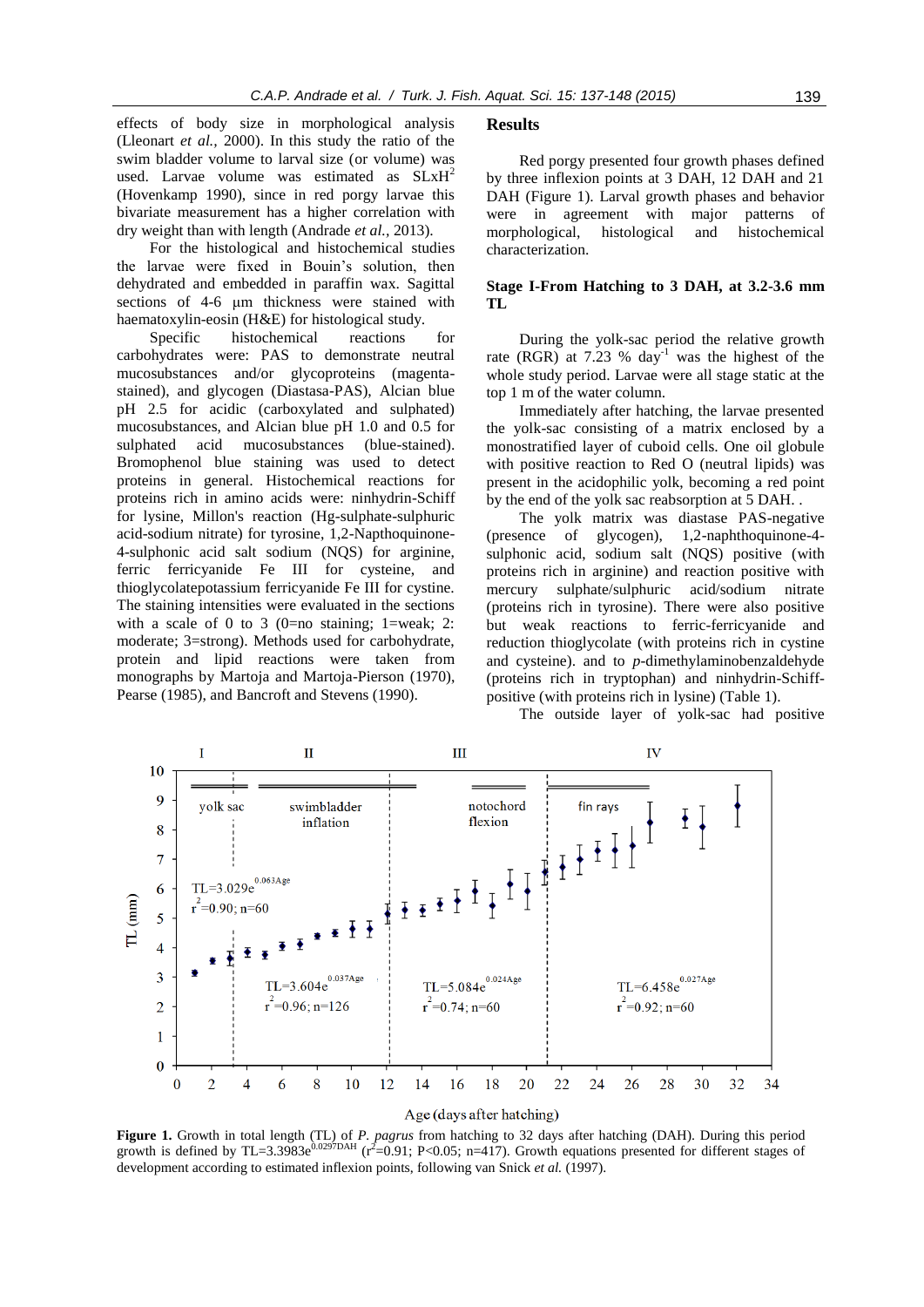effects of body size in morphological analysis (Lleonart *et al.,* 2000). In this study the ratio of the swim bladder volume to larval size (or volume) was used. Larvae volume was estimated as $SLxH^2$ (Hovenkamp 1990), since in red porgy larvae this bivariate measurement has a higher correlation with dry weight than with length (Andrade *et al.*, 2013).

For the histological and histochemical studies the larvae were fixed in Bouin's solution, then dehydrated and embedded in paraffin wax. Sagittal sections of 4-6 µm thickness were stained with haematoxylin-eosin (H&E) for histological study.

Specific histochemical reactions for carbohydrates were: PAS to demonstrate neutral mucosubstances and/or glycoproteins (magenta-stained), and glycogen (Diastasa-PAS), Alcian blue pH 2.5 for acidic (carboxylated and sulphated) mucosubstances, and Alcian blue pH 1.0 and 0.5 for sulphated acid mucosubstances (blue-stained). Bromophenol blue staining was used to detect proteins in general. Histochemical reactions for proteins rich in amino acids were: ninhydrin-Schiff for lysine, Millon's reaction (Hg-sulphate-sulphuric acid-sodium nitrate) for tyrosine, 1,2-Napthoquinone-4-sulphonic acid salt sodium (NQS) for arginine, ferric ferricyanide Fe III for cysteine, and thioglycolatepotassium ferricyanide Fe III for cystine. The staining intensities were evaluated in the sections with a scale of 0 to 3 (0=no staining; 1=weak; 2: moderate; 3=strong). Methods used for carbohydrate, protein and lipid reactions were taken from monographs by Martoja and Martoja-Pierson (1970), Pearse (1985), and Bancroft and Stevens (1990).

## Results

Red porgy presented four growth phases defined by three inflexion points at 3 DAH, 12 DAH and 21 DAH (Figure 1). Larval growth and behavior were in agreement with major patterns of morphological, histological and histochemical characterization.

### Stage I-From Hatching to 3 DAH, at 3.2-3.6 mm TL

During the yolk-sac period the relative growth rate (RGR) at 7.23 % $day^{-1}$ was the highest of the whole study period. Larvae were all stage static at the top 1 m of the water column.

Immediately after hatching, the larvae presented the yolk-sac consisting of a matrix enclosed by a monostratified layer of cuboid cells. One oil globule with positive reaction to Red O (neutral lipids) was present in the acidophilic yolk, becoming a red point by the end of the yolk sac reabsorption at 5 DAH. .

The yolk matrix was diastase PAS-negative (presence of glycogen), 1,2-naphthoquinone-4-sulphonic acid, sodium salt (NQS) positive (with proteins rich in arginine) and reaction positive with mercury sulphate/sulphuric acid/sodium nitrate (proteins rich in tyrosine). There were also positive but weak reactions to ferric-ferricyanide and reduction thioglycolate (with proteins rich in cystine and cysteine). and to *p*-dimethylaminobenzaldehyde (proteins rich in tryptophan) and ninhydrin-Schiff-positive (with proteins rich in lysine) (Table 1).

The outside layer of yolk-sac had positive

**Figure 1.** Growth in total length (TL) of *P. pagrus* from hatching to 32 days after hatching (DAH). During this period growth is defined by $TL=3.3983e^{0.0297DAH}$ ($r^2$=0.91; P<0.05; n=417). Growth equations presented for different stages of development according to estimated inflexion points, following van Snick *et al.* (1997).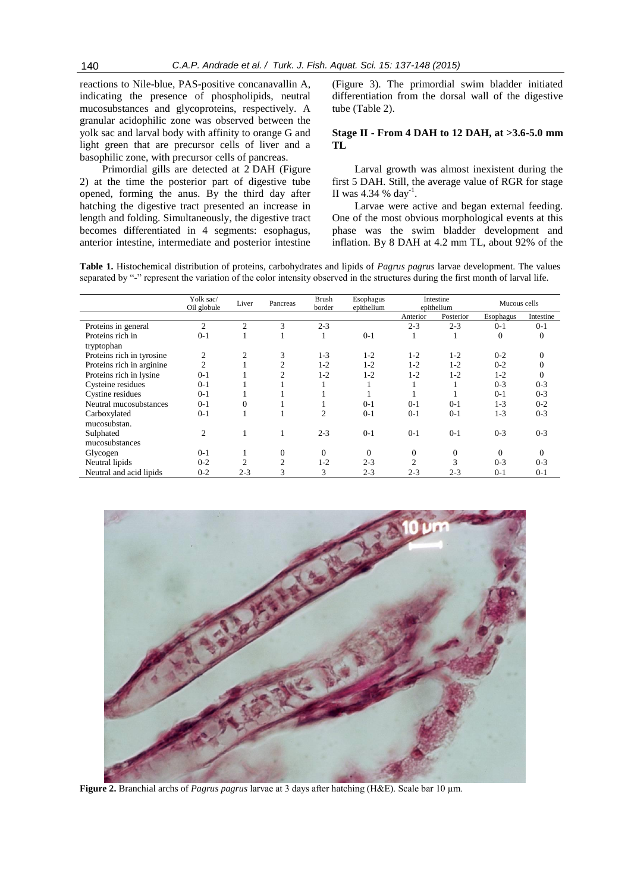reactions to Nile-blue, PAS-positive concanavallin A, indicating the presence of phospholipids, neutral mucosubstances and glycoproteins, respectively. A granular acidophilic zone was observed between the yolk sac and larval body with affinity to orange G and light green that are precursor cells of liver and a basophilic zone, with precursor cells of pancreas.

Primordial gills are detected at 2 DAH (Figure 2) at the time the posterior part of digestive tube opened, forming the anus. By the third day after hatching the digestive tract presented an increase in length and folding. Simultaneously, the digestive tract becomes differentiated in 4 segments: esophagus, anterior intestine, intermediate and posterior intestine (Figure 3). The primordial swim bladder initiated differentiation from the dorsal wall of the digestive tube (Table 2).

### Stage II - From 4 DAH to 12 DAH, at >3.6-5.0 mm TL

Larval growth was almost inexistent during the first 5 DAH. Still, the average value of RGR for stage II was 4.34 % $day^{-1}$.

Larvae were active and began external feeding. One of the most obvious morphological events at this phase was the swim bladder development and inflation. By 8 DAH at 4.2 mm TL, about 92% of the

**Table 1.** Histochemical distribution of proteins, carbohydrates and lipids of *Pagrus pagrus* larvae development. The values separated by "-" represent the variation of the color intensity observed in the structures during the first month of larval life.

| | Yolk sac/ Oil globule | Liver | Pancreas | Brush border | Esophagus epithelium | Intestine epithelium | | Mucous cells | |
|---|---|---|---|---|---|---|---|---|---|
| | | | | | | Anterior | Posterior | Esophagus | Intestine |
| Proteins in general | 2 | 2 | 3 | 2-3 | | 2-3 | 2-3 | 0-1 | 0-1 |
| Proteins rich in tryptophan | 0-1 | 1 | 1 | 1 | 0-1 | 1 | 1 | 0 | 0 |
| Proteins rich in tyrosine | 2 | 2 | 3 | 1-3 | 1-2 | 1-2 | 1-2 | 0-2 | 0 |
| Proteins rich in arginine | 2 | 1 | 2 | 1-2 | 1-2 | 1-2 | 1-2 | 0-2 | 0 |
| Proteins rich in lysine | 0-1 | 1 | 2 | 1-2 | 1-2 | 1-2 | 1-2 | 1-2 | 0 |
| Cysteine residues | 0-1 | 1 | 1 | 1 | 1 | 1 | 1 | 0-3 | 0-3 |
| Cystine residues | 0-1 | 1 | 1 | 1 | 1 | 1 | 1 | 0-1 | 0-3 |
| Neutral mucosubstances | 0-1 | 0 | 1 | 1 | 0-1 | 0-1 | 0-1 | 1-3 | 0-2 |
| Carboxylated mucosubstan. | 0-1 | 1 | 1 | 2 | 0-1 | 0-1 | 0-1 | 1-3 | 0-3 |
| Sulphated mucosubstances | 2 | 1 | 1 | 2-3 | 0-1 | 0-1 | 0-1 | 0-3 | 0-3 |
| Glycogen | 0-1 | 1 | 0 | 0 | 0 | 0 | 0 | 0 | 0 |
| Neutral lipids | 0-2 | 2 | 2 | 1-2 | 2-3 | 2 | 3 | 0-3 | 0-3 |
| Neutral and acid lipids | 0-2 | 2-3 | 3 | 3 | 2-3 | 2-3 | 2-3 | 0-1 | 0-1 |

**Figure 2.** Branchial archs of *Pagrus pagrus* larvae at 3 days after hatching (H&E). Scale bar 10 µm.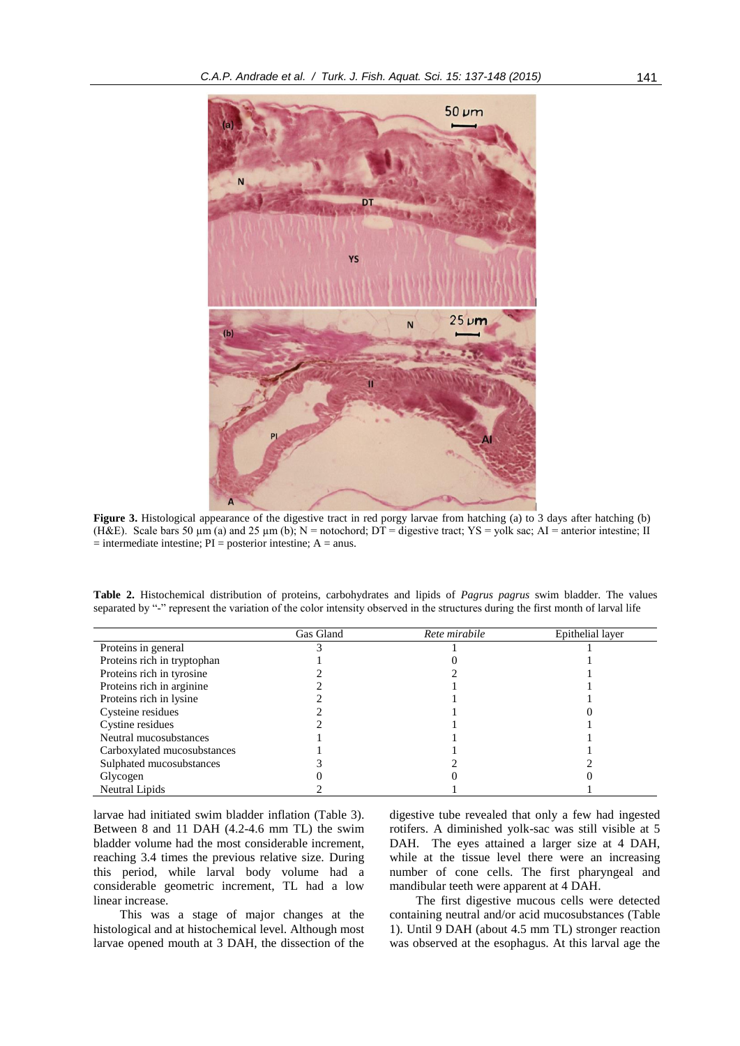**Figure 3.** Histological appearance of the digestive tract in red porgy larvae from hatching (a) to 3 days after hatching (b) (H&E). Scale bars 50 µm (a) and 25 µm (b); N = notochord; DT = digestive tract; YS = yolk sac; AI = anterior intestine; II = intermediate intestine; PI = posterior intestine; A = anus.

**Table 2.** Histochemical distribution of proteins, carbohydrates and lipids of *Pagrus pagrus* swim bladder. The values separated by "-" represent the variation of the color intensity observed in the structures during the first month of larval life

| | Gas Gland | *Rete mirabile* | Epithelial layer |
|---|---|---|---|
| Proteins in general | 3 | 1 | 1 |
| Proteins rich in tryptophan | 1 | 0 | 1 |
| Proteins rich in tyrosine | 2 | 2 | 1 |
| Proteins rich in arginine | 2 | 1 | 1 |
| Proteins rich in lysine | 2 | 1 | 1 |
| Cysteine residues | 2 | 1 | 0 |
| Cystine residues | 2 | 1 | 1 |
| Neutral mucosubstances | 1 | 1 | 1 |
| Carboxylated mucosubstances | 1 | 1 | 1 |
| Sulphated mucosubstances | 3 | 2 | 2 |
| Glycogen | 0 | 0 | 0 |
| Neutral Lipids | 2 | 1 | 1 |

larvae had initiated swim bladder inflation (Table 3). Between 8 and 11 DAH (4.2-4.6 mm TL) the swim bladder volume had the most considerable increment, reaching 3.4 times the previous relative size. During this period, while larval body volume had a considerable geometric increment, TL had a low linear increase.

This was a stage of major changes at the histological and at histochemical level. Although most larvae opened mouth at 3 DAH, the dissection of the digestive tube revealed that only a few had ingested rotifers. A diminished yolk-sac was still visible at 5 DAH. The eyes attained a larger size at 4 DAH, while at the tissue level there were an increasing number of cone cells. The first pharyngeal and mandibular teeth were apparent at 4 DAH.

The first digestive mucous cells were detected containing neutral and/or acid mucosubstances (Table 1). Until 9 DAH (about 4.5 mm TL) stronger reaction was observed at the esophagus. At this larval age the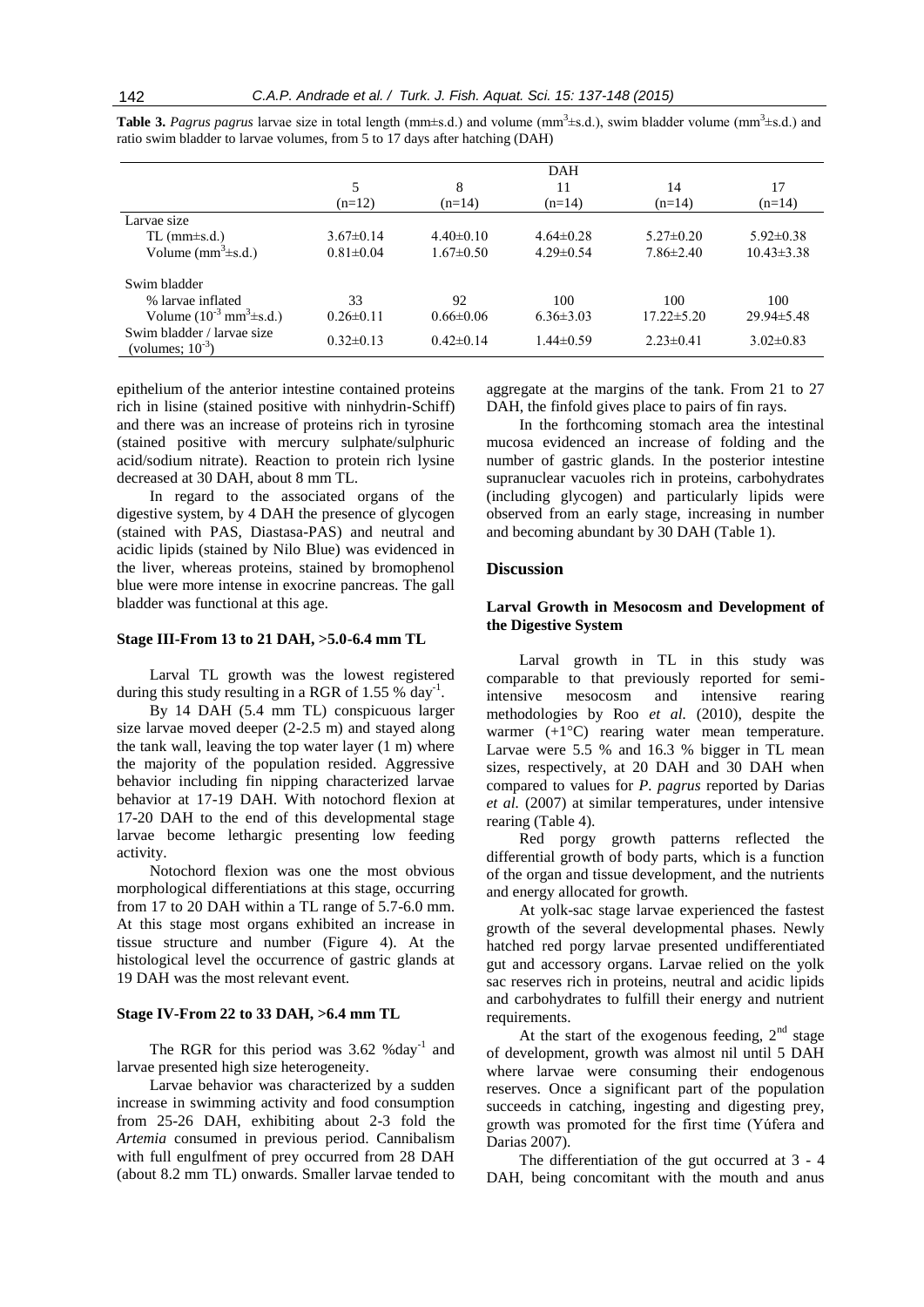**Table 3.** *Pagrus pagrus* larvae size in total length (mm±s.d.) and volume ($mm^3$±s.d.), swim bladder volume ($mm^3$±s.d.) and ratio swim bladder to larvae volumes, from 5 to 17 days after hatching (DAH)

| | DAH | | | | |
|---|---|---|---|---|---|
| | 5 (n=12) | 8 (n=14) | 11 (n=14) | 14 (n=14) | 17 (n=14) |
| Larvae size | | | | | |
| TL (mm±s.d.) | 3.67±0.14 | 4.40±0.10 | 4.64±0.28 | 5.27±0.20 | 5.92±0.38 |
| Volume ($mm^3$±s.d.) | 0.81±0.04 | 1.67±0.50 | 4.29±0.54 | 7.86±2.40 | 10.43±3.38 |
| Swim bladder | | | | | |
| % larvae inflated | 33 | 92 | 100 | 100 | 100 |
| Volume ($10^{-3}$ $mm^3$±s.d.) | 0.26±0.11 | 0.66±0.06 | 6.36±3.03 | 17.22±5.20 | 29.94±5.48 |
| Swim bladder / larvae size (volumes; $10^{-3}$) | 0.32±0.13 | 0.42±0.14 | 1.44±0.59 | 2.23±0.41 | 3.02±0.83 |

epithelium of the anterior intestine contained proteins rich in lisine (stained positive with ninhydrin-Schiff) and there was an increase of proteins rich in tyrosine (stained positive with mercury sulphate/sulphuric acid/sodium nitrate). Reaction to protein rich lysine decreased at 30 DAH, about 8 mm TL.

In regard to the associated organs of the digestive system, by 4 DAH the presence of glycogen (stained with PAS, Diastasa-PAS) and neutral and acidic lipids (stained by Nilo Blue) was evidenced in the liver, whereas proteins, stained by bromophenol blue were more intense in exocrine pancreas. The gall bladder was functional at this age.

#### Stage III-From 13 to 21 DAH, >5.0-6.4 mm TL

Larval TL growth was the lowest registered during this study resulting in a RGR of 1.55 % $day^{-1}$.

By 14 DAH (5.4 mm TL) conspicuous larger size larvae moved deeper (2-2.5 m) and stayed along the tank wall, leaving the top water layer (1 m) where the majority of the population resided. Aggressive behavior including fin nipping characterized larvae behavior at 17-19 DAH. With notochord flexion at 17-20 DAH to the end of this developmental stage larvae become lethargic presenting low feeding activity.

Notochord flexion was one the most obvious morphological differentiations at this stage, occurring from 17 to 20 DAH within a TL range of 5.7-6.0 mm. At this stage most organs exhibited an increase in tissue structure and number (Figure 4). At the histological level the occurrence of gastric glands at 19 DAH was the most relevant event.

#### Stage IV-From 22 to 33 DAH, >6.4 mm TL

The RGR for this period was 3.62 $\%day^{-1}$ and larvae presented high size heterogeneity.

Larvae behavior was characterized by a sudden increase in swimming activity and food consumption from 25-26 DAH, exhibiting about 2-3 fold the *Artemia* consumed in previous period. Cannibalism with full engulfment of prey occurred from 28 DAH (about 8.2 mm TL) onwards. Smaller larvae tended to aggregate at the margins of the tank. From 21 to 27 DAH, the finfold gives place to pairs of fin rays.

In the forthcoming stomach area the intestinal mucosa evidenced an increase of folding and the number of gastric glands. In the posterior intestine supranuclear vacuoles rich in proteins, carbohydrates (including glycogen) and particularly lipids were observed from an early stage, increasing in number and becoming abundant by 30 DAH (Table 1).

## Discussion

### Larval Growth in Mesocosm and Development of the Digestive System

Larval growth in TL in this study was comparable to that previously reported for semi-intensive mesocosm and intensive rearing methodologies by Roo *et al.* (2010), despite the warmer (+1°C) rearing water mean temperature. Larvae were 5.5 % and 16.3 % bigger in TL mean sizes, respectively, at 20 DAH and 30 DAH when compared to values for *P. pagrus* reported by Darias *et al.* (2007) at similar temperatures, under intensive rearing (Table 4).

Red porgy growth patterns reflected the differential growth of body parts, which is a function of the organ and tissue development, and the nutrients and energy allocated for growth.

At yolk-sac stage larvae experienced the fastest growth of the several developmental phases. Newly hatched red porgy larvae presented undifferentiated gut and accessory organs. Larvae relied on the yolk sac reserves rich in proteins, neutral and acidic lipids and carbohydrates to fulfill their energy and nutrient requirements.

At the start of the exogenous feeding, $2^{nd}$ stage of development, growth was almost nil until 5 DAH where larvae were consuming their endogenous reserves. Once a significant part of the population succeeds in catching, ingesting and digesting prey, growth was promoted for the first time (Yúfera and Darias 2007).

The differentiation of the gut occurred at 3 - 4 DAH, being concomitant with the mouth and anus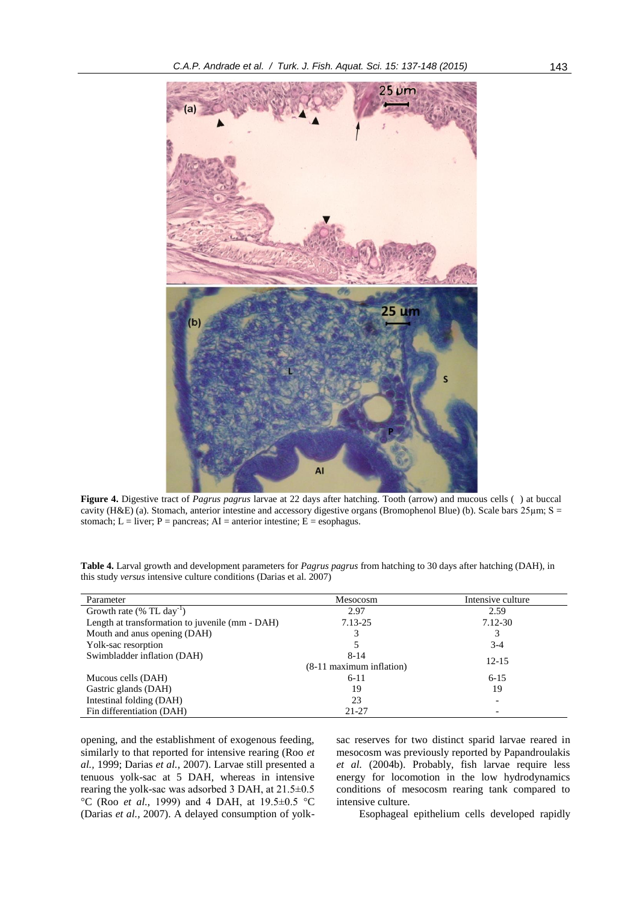**Figure 4.** Digestive tract of *Pagrus pagrus* larvae at 22 days after hatching. Tooth (arrow) and mucous cells ( ) at buccal cavity (H&E) (a). Stomach, anterior intestine and accessory digestive organs (Bromophenol Blue) (b). Scale bars 25µm; S = stomach; L = liver; P = pancreas; AI = anterior intestine; E = esophagus.

**Table 4.** Larval growth and development parameters for *Pagrus pagrus* from hatching to 30 days after hatching (DAH), in this study *versus* intensive culture conditions (Darias et al. 2007)

| Parameter | Mesocosm | Intensive culture |
|---|---|---|
| Growth rate (% TL $day^{-1}$) | 2.97 | 2.59 |
| Length at transformation to juvenile (mm - DAH) | 7.13-25 | 7.12-30 |
| Mouth and anus opening (DAH) | 3 | 3 |
| Yolk-sac resorption | 5 | 3-4 |
| Swimbladder inflation (DAH) | 8-14 (8-11 maximum inflation) | 12-15 |
| Mucous cells (DAH) | 6-11 | 6-15 |
| Gastric glands (DAH) | 19 | 19 |
| Intestinal folding (DAH) | 23 | - |
| Fin differentiation (DAH) | 21-27 | - |

opening, and the establishment of exogenous feeding, similarly to that reported for intensive rearing (Roo *et al.*, 1999; Darias *et al.*, 2007). Larvae still presented a tenuous yolk-sac at 5 DAH, whereas in intensive rearing the yolk-sac was adsorbed 3 DAH, at 21.5±0.5 °C (Roo *et al.*, 1999) and 4 DAH, at 19.5±0.5 °C (Darias *et al.*, 2007). A delayed consumption of yolk-sac reserves for two distinct sparid larvae reared in mesocosm was previously reported by Papandroulakis *et al.* (2004b). Probably, fish larvae require less energy for locomotion in the low hydrodynamics conditions of mesocosm rearing tank compared to intensive culture.

Esophageal epithelium cells developed rapidly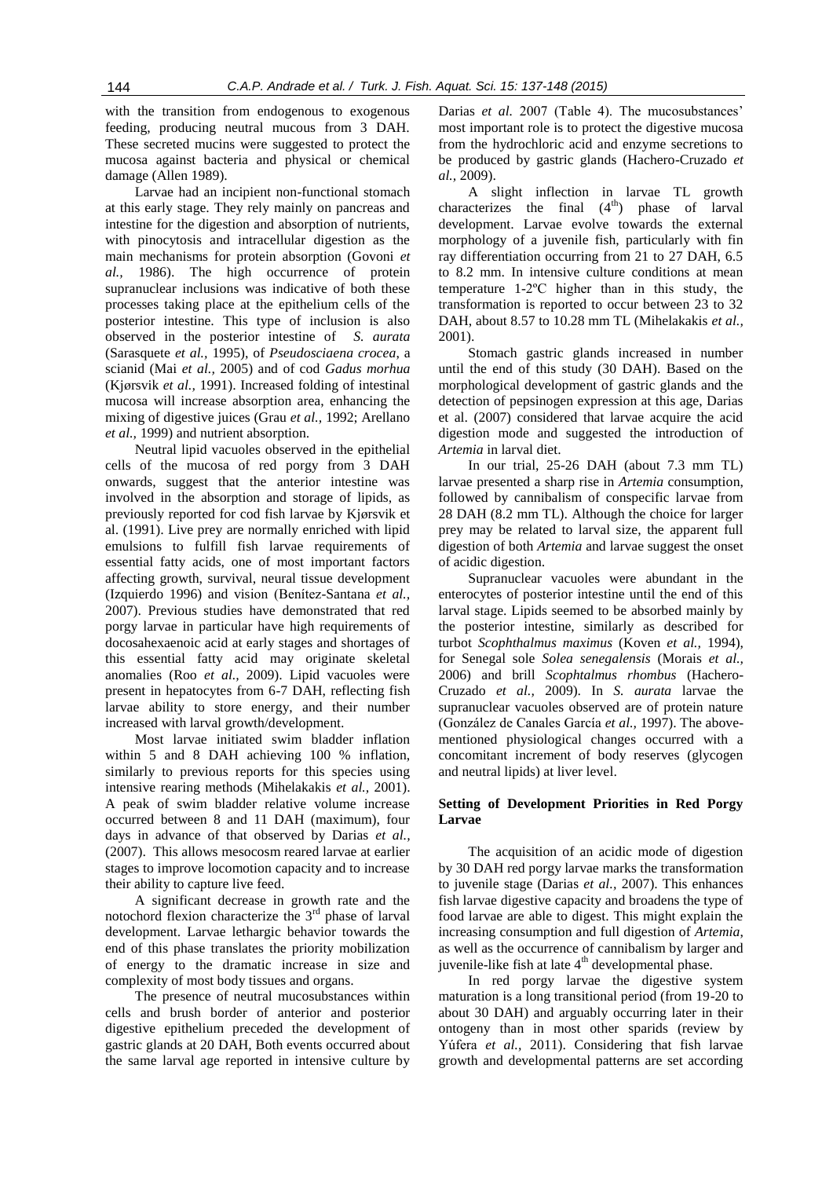with the transition from endogenous to exogenous feeding, producing neutral mucous from 3 DAH. These secreted mucins were suggested to protect the mucosa against bacteria and physical or chemical damage (Allen 1989).

Larvae had an incipient non-functional stomach at this early stage. They rely mainly on pancreas and intestine for the digestion and absorption of nutrients, with pinocytosis and intracellular digestion as the main mechanisms for protein absorption (Govoni *et al.,* 1986). The high occurrence of protein supranuclear inclusions was indicative of both these processes taking place at the epithelium cells of the posterior intestine. This type of inclusion is also observed in the posterior intestine of *S. aurata* (Sarasquete *et al.,* 1995), of *Pseudosciaena crocea*, a scianid (Mai *et al.,* 2005) and of cod *Gadus morhua* (Kjørsvik *et al.,* 1991). Increased folding of intestinal mucosa will increase absorption area, enhancing the mixing of digestive juices (Grau *et al.,* 1992; Arellano *et al.,* 1999) and nutrient absorption.

Neutral lipid vacuoles observed in the epithelial cells of the mucosa of red porgy from 3 DAH onwards, suggest that the anterior intestine was involved in the absorption and storage of lipids, as previously reported for cod fish larvae by Kjørsvik et al. (1991). Live prey are normally enriched with lipid emulsions to fulfill fish larvae requirements of essential fatty acids, one of most important factors affecting growth, survival, neural tissue development (Izquierdo 1996) and vision (Benítez-Santana *et al.,* 2007). Previous studies have demonstrated that red porgy larvae in particular have high requirements of docosahexaenoic acid at early stages and shortages of this essential fatty acid may originate skeletal anomalies (Roo *et al.*, 2009). Lipid vacuoles were present in hepatocytes from 6-7 DAH, reflecting fish larvae ability to store energy, and their number increased with larval growth/development.

Most larvae initiated swim bladder inflation within 5 and 8 DAH achieving 100 % inflation, similarly to previous reports for this species using intensive rearing methods (Mihelakakis *et al.,* 2001). A peak of swim bladder relative volume increase occurred between 8 and 11 DAH (maximum), four days in advance of that observed by Darias *et al.,* (2007). This allows mesocosm reared larvae at earlier stages to improve locomotion capacity and to increase their ability to capture live feed.

A significant decrease in growth rate and the notochord flexion characterize the 3rd phase of larval development. Larvae lethargic behavior towards the end of this phase translates the priority mobilization of energy to the dramatic increase in size and complexity of most body tissues and organs.

The presence of neutral mucosubstances within cells and brush border of anterior and posterior digestive epithelium preceded the development of gastric glands at 20 DAH, Both events occurred about the same larval age reported in intensive culture by Darias *et al.* 2007 (Table 4). The mucosubstances' most important role is to protect the digestive mucosa from the hydrochloric acid and enzyme secretions to be produced by gastric glands (Hachero-Cruzado *et al.,* 2009).

A slight inflection in larvae TL growth characterizes the final (4th) phase of larval development. Larvae evolve towards the external morphology of a juvenile fish, particularly with fin ray differentiation occurring from 21 to 27 DAH, 6.5 to 8.2 mm. In intensive culture conditions at mean temperature 1-2ºC higher than in this study, the transformation is reported to occur between 23 to 32 DAH, about 8.57 to 10.28 mm TL (Mihelakakis *et al.,* 2001).

Stomach gastric glands increased in number until the end of this study (30 DAH). Based on the morphological development of gastric glands and the detection of pepsinogen expression at this age, Darias et al. (2007) considered that larvae acquire the acid digestion mode and suggested the introduction of *Artemia* in larval diet.

In our trial, 25-26 DAH (about 7.3 mm TL) larvae presented a sharp rise in *Artemia* consumption, followed by cannibalism of conspecific larvae from 28 DAH (8.2 mm TL). Although the choice for larger prey may be related to larval size, the apparent full digestion of both *Artemia* and larvae suggest the onset of acidic digestion.

Supranuclear vacuoles were abundant in the enterocytes of posterior intestine until the end of this larval stage. Lipids seemed to be absorbed mainly by the posterior intestine, similarly as described for turbot *Scophthalmus maximus* (Koven *et al.,* 1994), for Senegal sole *Solea senegalensis* (Morais *et al.,* 2006) and brill *Scophtalmus rhombus* (Hachero-Cruzado *et al.,* 2009). In *S. aurata* larvae the supranuclear vacuoles observed are of protein nature (González de Canales García *et al.,* 1997). The above-mentioned physiological changes occurred with a concomitant increment of body reserves (glycogen and neutral lipids) at liver level.

## Setting of Development Priorities in Red Porgy Larvae

The acquisition of an acidic mode of digestion by 30 DAH red porgy larvae marks the transformation to juvenile stage (Darias *et al.,* 2007). This enhances fish larvae digestive capacity and broadens the type of food larvae are able to digest. This might explain the increasing consumption and full digestion of *Artemia*, as well as the occurrence of cannibalism by larger and juvenile-like fish at late 4th developmental phase.

In red porgy larvae the digestive system maturation is a long transitional period (from 19-20 to about 30 DAH) and arguably occurring later in their ontogeny than in most other sparids (review by Yúfera *et al.,* 2011). Considering that fish larvae growth and developmental patterns are set according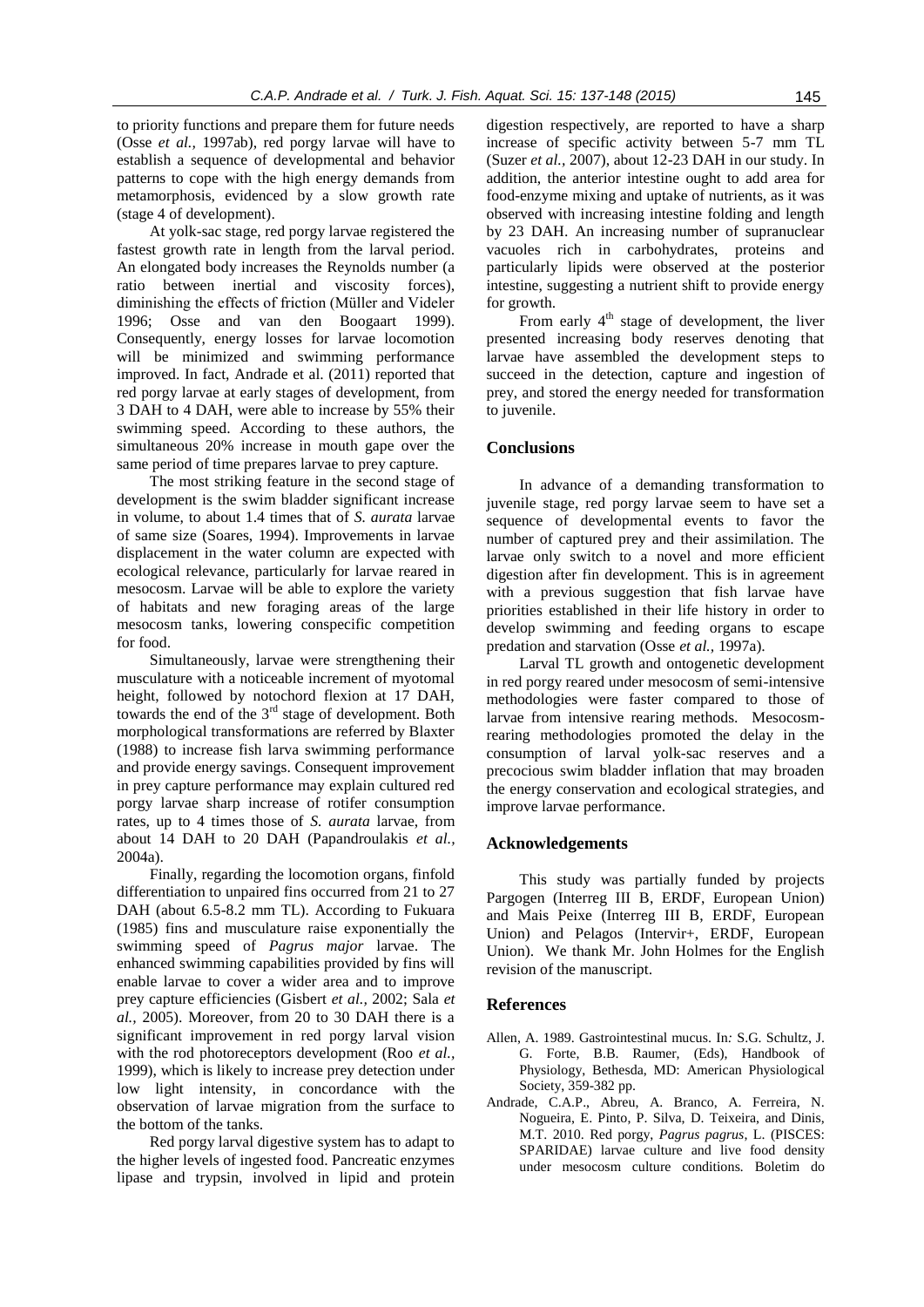to priority functions and prepare them for future needs (Osse *et al.,* 1997ab), red porgy larvae will have to establish a sequence of developmental and behavior patterns to cope with the high energy demands from metamorphosis, evidenced by a slow growth rate (stage 4 of development).

At yolk-sac stage, red porgy larvae registered the fastest growth rate in length from the larval period. An elongated body increases the Reynolds number (a ratio between inertial and viscosity forces), diminishing the effects of friction (Müller and Videler 1996; Osse and van den Boogaart 1999). Consequently, energy losses for larvae locomotion will be minimized and swimming performance improved. In fact, Andrade et al. (2011) reported that red porgy larvae at early stages of development, from 3 DAH to 4 DAH, were able to increase by 55% their swimming speed. According to these authors, the simultaneous 20% increase in mouth gape over the same period of time prepares larvae to prey capture.

The most striking feature in the second stage of development is the swim bladder significant increase in volume, to about 1.4 times that of *S. aurata* larvae of same size (Soares, 1994). Improvements in larvae displacement in the water column are expected with ecological relevance, particularly for larvae reared in mesocosm. Larvae will be able to explore the variety of habitats and new foraging areas of the large mesocosm tanks, lowering conspecific competition for food.

Simultaneously, larvae were strengthening their musculature with a noticeable increment of myotomal height, followed by notochord flexion at 17 DAH, towards the end of the 3rd stage of development. Both morphological transformations are referred by Blaxter (1988) to increase fish larva swimming performance and provide energy savings. Consequent improvement in prey capture performance may explain cultured red porgy larvae sharp increase of rotifer consumption rates, up to 4 times those of *S. aurata* larvae, from about 14 DAH to 20 DAH (Papandroulakis *et al.,* 2004a).

Finally, regarding the locomotion organs, finfold differentiation to unpaired fins occurred from 21 to 27 DAH (about 6.5-8.2 mm TL). According to Fukuara (1985) fins and musculature raise exponentially the swimming speed of *Pagrus major* larvae. The enhanced swimming capabilities provided by fins will enable larvae to cover a wider area and to improve prey capture efficiencies (Gisbert *et al.,* 2002; Sala *et al.,* 2005). Moreover, from 20 to 30 DAH there is a significant improvement in red porgy larval vision with the rod photoreceptors development (Roo *et al.,* 1999), which is likely to increase prey detection under low light intensity, in concordance with the observation of larvae migration from the surface to the bottom of the tanks.

Red porgy larval digestive system has to adapt to the higher levels of ingested food. Pancreatic enzymes lipase and trypsin, involved in lipid and protein digestion respectively, are reported to have a sharp increase of specific activity between 5-7 mm TL (Suzer *et al.,* 2007), about 12-23 DAH in our study. In addition, the anterior intestine ought to add area for food-enzyme mixing and uptake of nutrients, as it was observed with increasing intestine folding and length by 23 DAH. An increasing number of supranuclear vacuoles rich in carbohydrates, proteins and particularly lipids were observed at the posterior intestine, suggesting a nutrient shift to provide energy for growth.

From early 4th stage of development, the liver presented increasing body reserves denoting that larvae have assembled the development steps to succeed in the detection, capture and ingestion of prey, and stored the energy needed for transformation to juvenile.

## Conclusions

In advance of a demanding transformation to juvenile stage, red porgy larvae seem to have set a sequence of developmental events to favor the number of captured prey and their assimilation. The larvae only switch to a novel and more efficient digestion after fin development. This is in agreement with a previous suggestion that fish larvae have priorities established in their life history in order to develop swimming and feeding organs to escape predation and starvation (Osse *et al.,* 1997a).

Larval TL growth and ontogenetic development in red porgy reared under mesocosm of semi-intensive methodologies were faster compared to those of larvae from intensive rearing methods. Mesocosm-rearing methodologies promoted the delay in the consumption of larval yolk-sac reserves and a precocious swim bladder inflation that may broaden the energy conservation and ecological strategies, and improve larvae performance.

## Acknowledgements

This study was partially funded by projects Pargogen (Interreg III B, ERDF, European Union) and Mais Peixe (Interreg III B, ERDF, European Union) and Pelagos (Intervir+, ERDF, European Union). We thank Mr. John Holmes for the English revision of the manuscript.

## References

- Allen, A. 1989. Gastrointestinal mucus. In*:* S.G. Schultz, J. G. Forte, B.B. Raumer, (Eds), Handbook of Physiology, Bethesda, MD: American Physiological Society, 359-382 pp.
- Andrade, C.A.P., Abreu, A. Branco, A. Ferreira, N. Nogueira, E. Pinto, P. Silva, D. Teixeira, and Dinis, M.T. 2010. Red porgy, *Pagrus pagrus*, L. (PISCES: SPARIDAE) larvae culture and live food density under mesocosm culture conditions*.* Boletim do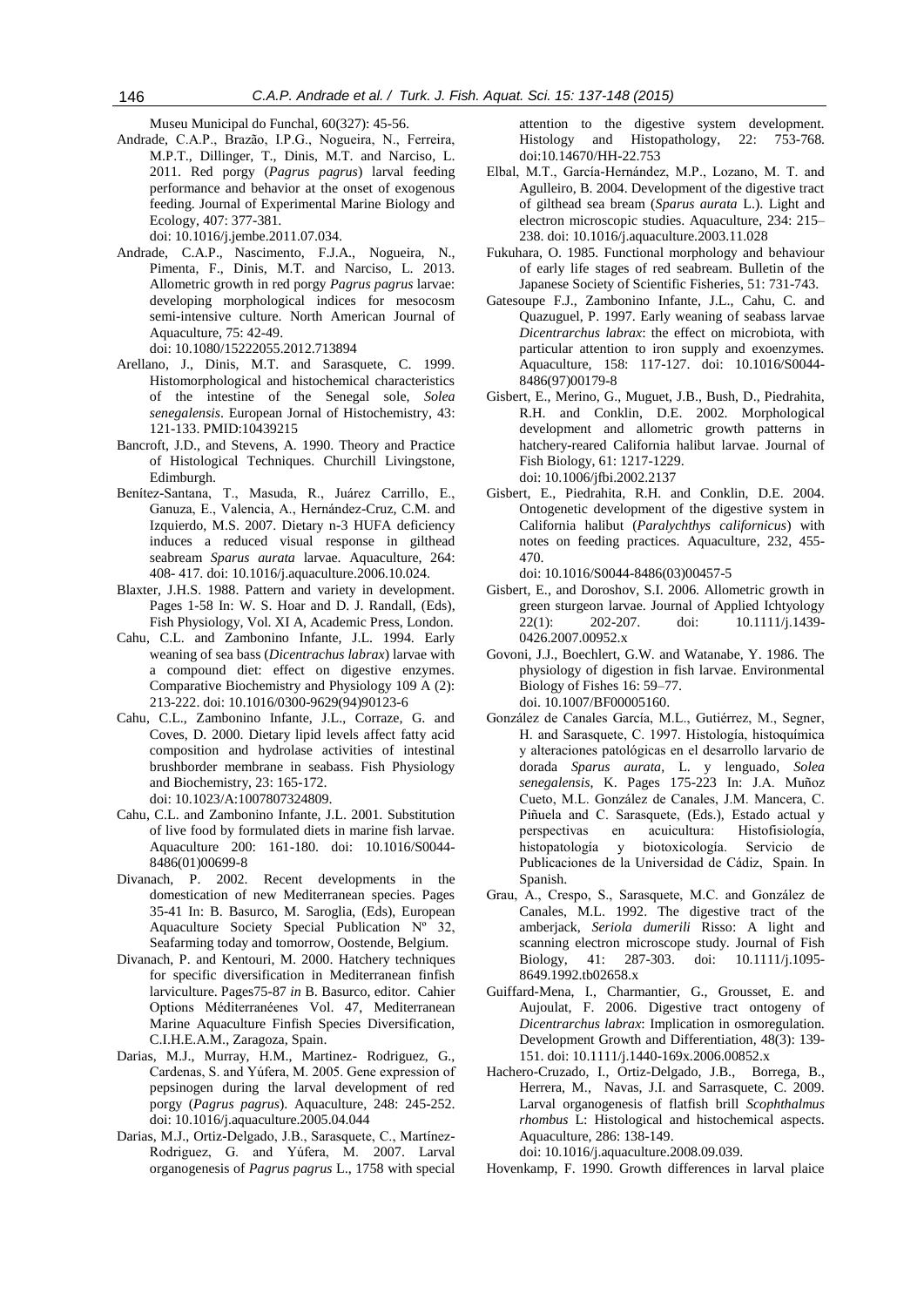Museu Municipal do Funchal, 60(327): 45-56.

Andrade, C.A.P., Brazão, I.P.G., Nogueira, N., Ferreira, M.P.T., Dillinger, T., Dinis, M.T. and Narciso, L. 2011. Red porgy (*Pagrus pagrus*) larval feeding performance and behavior at the onset of exogenous feeding. Journal of Experimental Marine Biology and Ecology, 407: 377-381. doi: 10.1016/j.jembe.2011.07.034.

Andrade, C.A.P., Nascimento, F.J.A., Nogueira, N., Pimenta, F., Dinis, M.T. and Narciso, L. 2013. Allometric growth in red porgy *Pagrus pagrus* larvae: developing morphological indices for mesocosm semi-intensive culture. North American Journal of Aquaculture, 75: 42-49. doi: 10.1080/15222055.2012.713894

Arellano, J., Dinis, M.T. and Sarasquete, C. 1999. Histomorphological and histochemical characteristics of the intestine of the Senegal sole, *Solea senegalensis*. European Jornal of Histochemistry, 43: 121-133. PMID:10439215

Bancroft, J.D., and Stevens, A. 1990. Theory and Practice of Histological Techniques. Churchill Livingstone, Edimburgh.

Benítez-Santana, T., Masuda, R., Juárez Carrillo, E., Ganuza, E., Valencia, A., Hernández-Cruz, C.M. and Izquierdo, M.S. 2007. Dietary n-3 HUFA deficiency induces a reduced visual response in gilthead seabream *Sparus aurata* larvae. Aquaculture, 264: 408- 417. doi: 10.1016/j.aquaculture.2006.10.024.

Blaxter, J.H.S. 1988. Pattern and variety in development. Pages 1-58 In: W. S. Hoar and D. J. Randall, (Eds), Fish Physiology, Vol. XI A, Academic Press, London.

Cahu, C.L. and Zambonino Infante, J.L. 1994. Early weaning of sea bass (*Dicentrachus labrax*) larvae with a compound diet: effect on digestive enzymes. Comparative Biochemistry and Physiology 109 A (2): 213-222. doi: 10.1016/0300-9629(94)90123-6

Cahu, C.L., Zambonino Infante, J.L., Corraze, G. and Coves, D. 2000. Dietary lipid levels affect fatty acid composition and hydrolase activities of intestinal brushborder membrane in seabass. Fish Physiology and Biochemistry, 23: 165-172. doi: 10.1023/A:1007807324809.

Cahu, C.L. and Zambonino Infante, J.L. 2001. Substitution of live food by formulated diets in marine fish larvae. Aquaculture 200: 161-180. doi: 10.1016/S0044-8486(01)00699-8

Divanach, P. 2002. Recent developments in the domestication of new Mediterranean species. Pages 35-41 In: B. Basurco, M. Saroglia, (Eds), European Aquaculture Society Special Publication Nº 32, Seafarming today and tomorrow, Oostende, Belgium.

Divanach, P. and Kentouri, M. 2000. Hatchery techniques for specific diversification in Mediterranean finfish larviculture. Pages75-87 *in* B. Basurco, editor. Cahier Options Méditerranéenes Vol. 47, Mediterranean Marine Aquaculture Finfish Species Diversification, C.I.H.E.A.M., Zaragoza, Spain.

Darias, M.J., Murray, H.M., Martinez- Rodriguez, G., Cardenas, S. and Yúfera, M. 2005. Gene expression of pepsinogen during the larval development of red porgy (*Pagrus pagrus*). Aquaculture, 248: 245-252. doi: 10.1016/j.aquaculture.2005.04.044

Darias, M.J., Ortiz-Delgado, J.B., Sarasquete, C., Martínez-Rodriguez, G. and Yúfera, M. 2007. Larval organogenesis of *Pagrus pagrus* L., 1758 with special attention to the digestive system development. Histology and Histopathology, 22: 753-768. doi:10.14670/HH-22.753

Elbal, M.T., García-Hernández, M.P., Lozano, M. T. and Agulleiro, B. 2004. Development of the digestive tract of gilthead sea bream (*Sparus aurata* L.). Light and electron microscopic studies. Aquaculture, 234: 215–238. doi: 10.1016/j.aquaculture.2003.11.028

Fukuhara, O. 1985. Functional morphology and behaviour of early life stages of red seabream. Bulletin of the Japanese Society of Scientific Fisheries, 51: 731-743.

Gatesoupe F.J., Zambonino Infante, J.L., Cahu, C. and Quazuguel, P. 1997. Early weaning of seabass larvae *Dicentrarchus labrax*: the effect on microbiota, with particular attention to iron supply and exoenzymes. Aquaculture, 158: 117-127. doi: 10.1016/S0044-8486(97)00179-8

Gisbert, E., Merino, G., Muguet, J.B., Bush, D., Piedrahita, R.H. and Conklin, D.E. 2002. Morphological development and allometric growth patterns in hatchery-reared California halibut larvae. Journal of Fish Biology, 61: 1217-1229. doi: 10.1006/jfbi.2002.2137

Gisbert, E., Piedrahita, R.H. and Conklin, D.E. 2004. Ontogenetic development of the digestive system in California halibut (*Paralychthys californicus*) with notes on feeding practices. Aquaculture, 232, 455-470. doi: 10.1016/S0044-8486(03)00457-5

Gisbert, E., and Doroshov, S.I. 2006. Allometric growth in green sturgeon larvae. Journal of Applied Ichtyology 22(1): 202-207. doi: 10.1111/j.1439-0426.2007.00952.x

Govoni, J.J., Boechlert, G.W. and Watanabe, Y. 1986. The physiology of digestion in fish larvae. Environmental Biology of Fishes 16: 59–77. doi. 10.1007/BF00005160.

González de Canales García, M.L., Gutiérrez, M., Segner, H. and Sarasquete, C. 1997. Histología, histoquímica y alteraciones patológicas en el desarrollo larvario de dorada *Sparus aurata*, L. y lenguado, *Solea senegalensis*, K. Pages 175-223 In: J.A. Muñoz Cueto, M.L. González de Canales, J.M. Mancera, C. Piñuela and C. Sarasquete, (Eds.), Estado actual y perspectivas en acuicultura: Histofisiología, histopatología y biotoxicología. Servicio de Publicaciones de la Universidad de Cádiz, Spain. In Spanish.

Grau, A., Crespo, S., Sarasquete, M.C. and González de Canales, M.L. 1992. The digestive tract of the amberjack, *Seriola dumerili* Risso: A light and scanning electron microscope study. Journal of Fish Biology, 41: 287-303. doi: 10.1111/j.1095-8649.1992.tb02658.x

Guiffard-Mena, I., Charmantier, G., Grousset, E. and Aujoulat, F. 2006. Digestive tract ontogeny of *Dicentrarchus labrax*: Implication in osmoregulation. Development Growth and Differentiation, 48(3): 139-151. doi: 10.1111/j.1440-169x.2006.00852.x

Hachero-Cruzado, I., Ortiz-Delgado, J.B., Borrega, B., Herrera, M., Navas, J.I. and Sarrasquete, C. 2009. Larval organogenesis of flatfish brill *Scophthalmus rhombus* L: Histological and histochemical aspects. Aquaculture, 286: 138-149. doi: 10.1016/j.aquaculture.2008.09.039.

Hovenkamp, F. 1990. Growth differences in larval plaice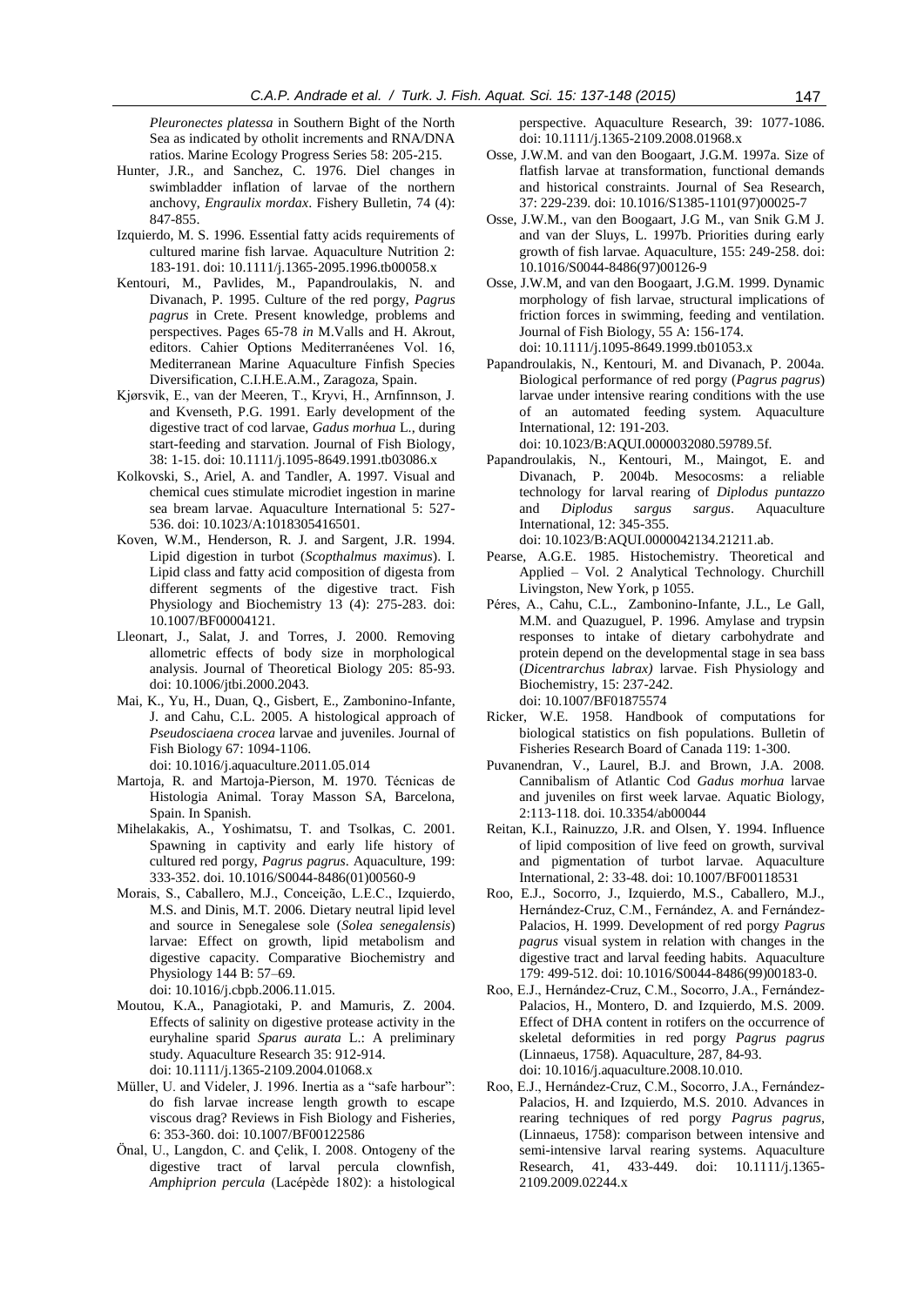*Pleuronectes platessa* in Southern Bight of the North Sea as indicated by otholit increments and RNA/DNA ratios. Marine Ecology Progress Series 58: 205-215.

Hunter, J.R., and Sanchez, C. 1976. Diel changes in swimbladder inflation of larvae of the northern anchovy, *Engraulix mordax*. Fishery Bulletin, 74 (4): 847-855.

Izquierdo, M. S. 1996. Essential fatty acids requirements of cultured marine fish larvae. Aquaculture Nutrition 2: 183-191. doi: 10.1111/j.1365-2095.1996.tb00058.x

Kentouri, M., Pavlides, M., Papandroulakis, N. and Divanach, P. 1995. Culture of the red porgy, *Pagrus pagrus* in Crete. Present knowledge, problems and perspectives. Pages 65-78 *in* M.Valls and H. Akrout, editors. Cahier Options Mediterranéenes Vol. 16, Mediterranean Marine Aquaculture Finfish Species Diversification, C.I.H.E.A.M., Zaragoza, Spain.

Kjørsvik, E., van der Meeren, T., Kryvi, H., Arnfinnson, J. and Kvenseth, P.G. 1991. Early development of the digestive tract of cod larvae, *Gadus morhua* L., during start-feeding and starvation. Journal of Fish Biology, 38: 1-15. doi: 10.1111/j.1095-8649.1991.tb03086.x

Kolkovski, S., Ariel, A. and Tandler, A. 1997. Visual and chemical cues stimulate microdiet ingestion in marine sea bream larvae. Aquaculture International 5: 527-536. doi: 10.1023/A:1018305416501.

Koven, W.M., Henderson, R. J. and Sargent, J.R. 1994. Lipid digestion in turbot (*Scopthalmus maximus*). I. Lipid class and fatty acid composition of digesta from different segments of the digestive tract. Fish Physiology and Biochemistry 13 (4): 275-283. doi: 10.1007/BF00004121.

Lleonart, J., Salat, J. and Torres, J. 2000. Removing allometric effects of body size in morphological analysis. Journal of Theoretical Biology 205: 85-93. doi: 10.1006/jtbi.2000.2043.

Mai, K., Yu, H., Duan, Q., Gisbert, E., Zambonino-Infante, J. and Cahu, C.L. 2005. A histological approach of *Pseudosciaena crocea* larvae and juveniles. Journal of Fish Biology 67: 1094-1106. doi: 10.1016/j.aquaculture.2011.05.014

Martoja, R. and Martoja-Pierson, M. 1970. Técnicas de Histologia Animal. Toray Masson SA, Barcelona, Spain. In Spanish.

Mihelakakis, A., Yoshimatsu, T. and Tsolkas, C. 2001. Spawning in captivity and early life history of cultured red porgy, *Pagrus pagrus*. Aquaculture, 199: 333-352. doi. 10.1016/S0044-8486(01)00560-9

Morais, S., Caballero, M.J., Conceição, L.E.C., Izquierdo, M.S. and Dinis, M.T. 2006. Dietary neutral lipid level and source in Senegalese sole (*Solea senegalensis*) larvae: Effect on growth, lipid metabolism and digestive capacity. Comparative Biochemistry and Physiology 144 B: 57–69. doi: 10.1016/j.cbpb.2006.11.015.

Moutou, K.A., Panagiotaki, P. and Mamuris, Z. 2004. Effects of salinity on digestive protease activity in the euryhaline sparid *Sparus aurata* L.: A preliminary study. Aquaculture Research 35: 912-914. doi: 10.1111/j.1365-2109.2004.01068.x

Müller, U. and Videler, J. 1996. Inertia as a "safe harbour": do fish larvae increase length growth to escape viscous drag? Reviews in Fish Biology and Fisheries, 6: 353-360. doi: 10.1007/BF00122586

Önal, U., Langdon, C. and Çelik, I. 2008. Ontogeny of the digestive tract of larval percula clownfish, *Amphiprion percula* (Lacépède 1802): a histological perspective. Aquaculture Research, 39: 1077-1086. doi: 10.1111/j.1365-2109.2008.01968.x

Osse, J.W.M. and van den Boogaart, J.G.M. 1997a. Size of flatfish larvae at transformation, functional demands and historical constraints. Journal of Sea Research, 37: 229-239. doi: 10.1016/S1385-1101(97)00025-7

Osse, J.W.M., van den Boogaart, J.G M., van Snik G.M J. and van der Sluys, L. 1997b. Priorities during early growth of fish larvae. Aquaculture, 155: 249-258. doi: 10.1016/S0044-8486(97)00126-9

Osse, J.W.M, and van den Boogaart, J.G.M. 1999. Dynamic morphology of fish larvae, structural implications of friction forces in swimming, feeding and ventilation. Journal of Fish Biology, 55 A: 156-174. doi: 10.1111/j.1095-8649.1999.tb01053.x

Papandroulakis, N., Kentouri, M. and Divanach, P. 2004a. Biological performance of red porgy (*Pagrus pagrus*) larvae under intensive rearing conditions with the use of an automated feeding system. Aquaculture International, 12: 191-203. doi: 10.1023/B:AQUI.0000032080.59789.5f.

Papandroulakis, N., Kentouri, M., Maingot, E. and Divanach, P. 2004b. Mesocosms: a reliable technology for larval rearing of *Diplodus puntazzo* and *Diplodus sargus sargus*. Aquaculture International, 12: 345-355. doi: 10.1023/B:AQUI.0000042134.21211.ab.

Pearse, A.G.E. 1985. Histochemistry. Theoretical and Applied – Vol. 2 Analytical Technology. Churchill Livingston, New York, p 1055.

Péres, A., Cahu, C.L., Zambonino-Infante, J.L., Le Gall, M.M. and Quazuguel, P. 1996. Amylase and trypsin responses to intake of dietary carbohydrate and protein depend on the developmental stage in sea bass (*Dicentrarchus labrax)* larvae. Fish Physiology and Biochemistry, 15: 237-242. doi: 10.1007/BF01875574

Ricker, W.E. 1958. Handbook of computations for biological statistics on fish populations. Bulletin of Fisheries Research Board of Canada 119: 1-300.

Puvanendran, V., Laurel, B.J. and Brown, J.A. 2008. Cannibalism of Atlantic Cod *Gadus morhua* larvae and juveniles on first week larvae. Aquatic Biology, 2:113-118. doi. 10.3354/ab00044

Reitan, K.I., Rainuzzo, J.R. and Olsen, Y. 1994. Influence of lipid composition of live feed on growth, survival and pigmentation of turbot larvae. Aquaculture International, 2: 33-48. doi: 10.1007/BF00118531

Roo, E.J., Socorro, J., Izquierdo, M.S., Caballero, M.J., Hernández-Cruz, C.M., Fernández, A. and Fernández-Palacios, H. 1999. Development of red porgy *Pagrus pagrus* visual system in relation with changes in the digestive tract and larval feeding habits. Aquaculture 179: 499-512. doi: 10.1016/S0044-8486(99)00183-0.

Roo, E.J., Hernández-Cruz, C.M., Socorro, J.A., Fernández-Palacios, H., Montero, D. and Izquierdo, M.S. 2009. Effect of DHA content in rotifers on the occurrence of skeletal deformities in red porgy *Pagrus pagrus* (Linnaeus, 1758). Aquaculture, 287, 84-93. doi: 10.1016/j.aquaculture.2008.10.010.

Roo, E.J., Hernández-Cruz, C.M., Socorro, J.A., Fernández-Palacios, H. and Izquierdo, M.S. 2010. Advances in rearing techniques of red porgy *Pagrus pagrus*, (Linnaeus, 1758): comparison between intensive and semi-intensive larval rearing systems. Aquaculture Research, 41, 433-449. doi: 10.1111/j.1365-2109.2009.02244.x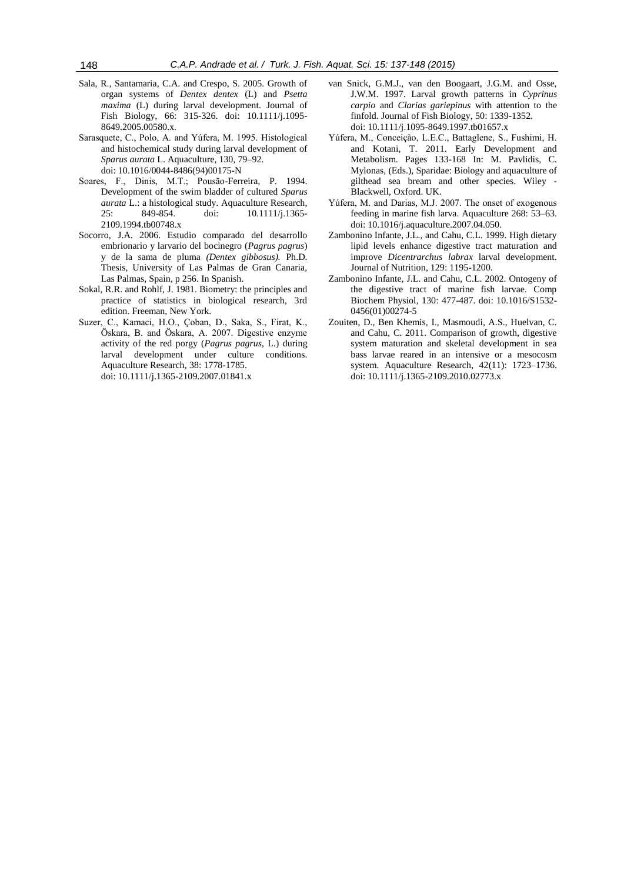Sala, R., Santamaria, C.A. and Crespo, S. 2005. Growth of organ systems of *Dentex dentex* (L) and *Psetta maxima* (L) during larval development. Journal of Fish Biology, 66: 315-326. doi: 10.1111/j.1095-8649.2005.00580.x.

Sarasquete, C., Polo, A. and Yúfera, M. 1995. Histological and histochemical study during larval development of *Sparus aurata* L. Aquaculture, 130, 79–92. doi: 10.1016/0044-8486(94)00175-N

Soares, F., Dinis, M.T.; Pousão-Ferreira, P. 1994. Development of the swim bladder of cultured *Sparus aurata* L.: a histological study. Aquaculture Research, 25: 849-854. doi: 10.1111/j.1365-2109.1994.tb00748.x

Socorro, J.A. 2006. Estudio comparado del desarrollo embrionario y larvario del bocinegro (*Pagrus pagrus*) y de la sama de pluma *(Dentex gibbosus).* Ph.D. Thesis, University of Las Palmas de Gran Canaria, Las Palmas, Spain, p 256. In Spanish.

Sokal, R.R. and Rohlf, J. 1981. Biometry: the principles and practice of statistics in biological research, 3rd edition. Freeman, New York.

Suzer, C., Kamaci, H.O., Çoban, D., Saka, S., Firat, K., Öskara, B. and Öskara, A. 2007. Digestive enzyme activity of the red porgy (*Pagrus pagrus*, L.) during larval development under culture conditions. Aquaculture Research, 38: 1778-1785. doi: 10.1111/j.1365-2109.2007.01841.x

van Snick, G.M.J., van den Boogaart, J.G.M. and Osse, J.W.M. 1997. Larval growth patterns in *Cyprinus carpio* and *Clarias gariepinus* with attention to the finfold. Journal of Fish Biology, 50: 1339-1352. doi: 10.1111/j.1095-8649.1997.tb01657.x

Yúfera, M., Conceição, L.E.C., Battaglene, S., Fushimi, H. and Kotani, T. 2011. Early Development and Metabolism. Pages 133-168 In: M. Pavlidis, C. Mylonas, (Eds.), Sparidae: Biology and aquaculture of gilthead sea bream and other species. Wiley - Blackwell, Oxford. UK.

Yúfera, M. and Darias, M.J. 2007. The onset of exogenous feeding in marine fish larva. Aquaculture 268: 53–63. doi: 10.1016/j.aquaculture.2007.04.050.

Zambonino Infante, J.L., and Cahu, C.L. 1999. High dietary lipid levels enhance digestive tract maturation and improve *Dicentrarchus labrax* larval development. Journal of Nutrition, 129: 1195-1200.

Zambonino Infante, J.L. and Cahu, C.L. 2002. Ontogeny of the digestive tract of marine fish larvae. Comp Biochem Physiol, 130: 477-487. doi: 10.1016/S1532-0456(01)00274-5

Zouiten, D., Ben Khemis, I., Masmoudi, A.S., Huelvan, C. and Cahu, C. 2011. Comparison of growth, digestive system maturation and skeletal development in sea bass larvae reared in an intensive or a mesocosm system. Aquaculture Research, 42(11): 1723–1736. doi: 10.1111/j.1365-2109.2010.02773.x